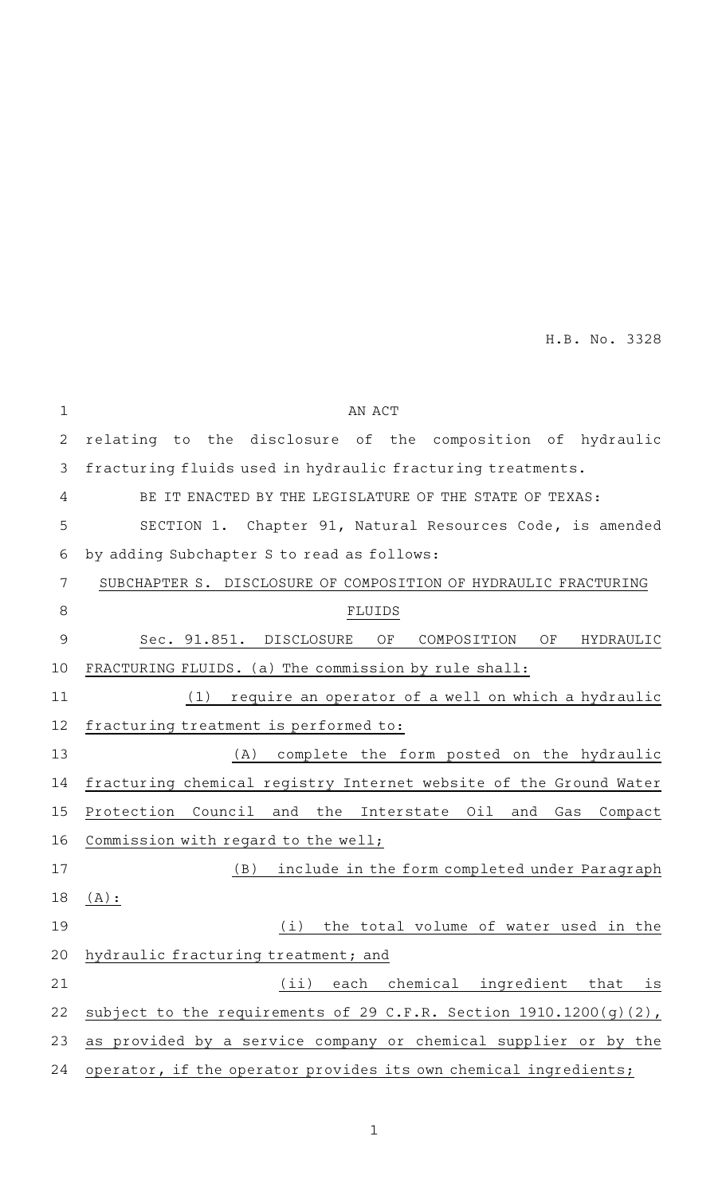H.B. No. 3328

AN ACT

relating to the disclosure of the composition of hydraulic fracturing fluids used in hydraulic fracturing treatments.

BE IT ENACTED BY THE LEGISLATURE OF THE STATE OF TEXAS:

SECTION 1. Chapter 91, Natural Resources Code, is amended by adding Subchapter S to read as follows:

SUBCHAPTER S. DISCLOSURE OF COMPOSITION OF HYDRAULIC FRACTURING FLUIDS

Sec. 91.851. DISCLOSURE OF COMPOSITION OF HYDRAULIC FRACTURING FLUIDS. (a) The commission by rule shall:

(1) require an operator of a well on which a hydraulic fracturing treatment is performed to:

(A) complete the form posted on the hydraulic fracturing chemical registry Internet website of the Ground Water Protection Council and the Interstate Oil and Gas Compact Commission with regard to the well;

(B) include in the form completed under Paragraph (A):

(i) the total volume of water used in the hydraulic fracturing treatment; and

(ii) each chemical ingredient that is subject to the requirements of 29 C.F.R. Section 1910.1200(g)(2), as provided by a service company or chemical supplier or by the operator, if the operator provides its own chemical ingredients;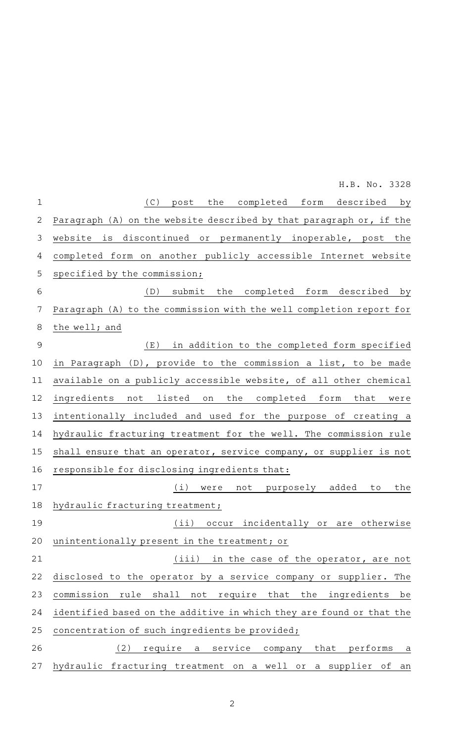(C) post the completed form described by Paragraph (A) on the website described by that paragraph or, if the website is discontinued or permanently inoperable, post the completed form on another publicly accessible Internet website specified by the commission;

(D) submit the completed form described by Paragraph (A) to the commission with the well completion report for the well; and

(E) in addition to the completed form specified in Paragraph (D), provide to the commission a list, to be made available on a publicly accessible website, of all other chemical ingredients not listed on the completed form that were intentionally included and used for the purpose of creating a hydraulic fracturing treatment for the well. The commission rule shall ensure that an operator, service company, or supplier is not responsible for disclosing ingredients that:

(i) were not purposely added to the hydraulic fracturing treatment;

(ii) occur incidentally or are otherwise unintentionally present in the treatment; or

(iii) in the case of the operator, are not disclosed to the operator by a service company or supplier. The commission rule shall not require that the ingredients be identified based on the additive in which they are found or that the concentration of such ingredients be provided;

(2) require a service company that performs a hydraulic fracturing treatment on a well or a supplier of an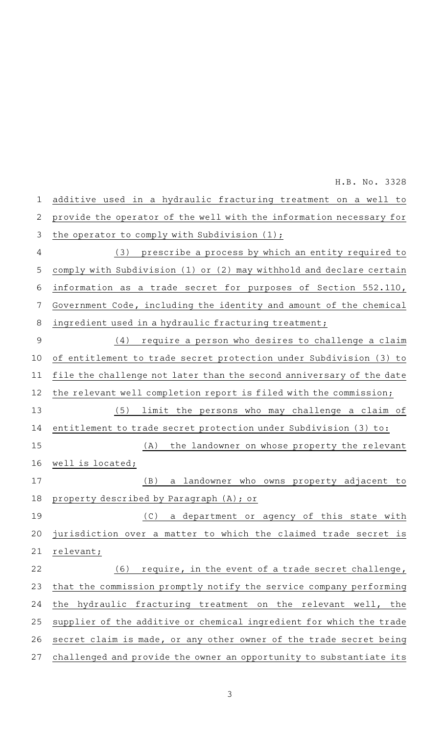additive used in a hydraulic fracturing treatment on a well to provide the operator of the well with the information necessary for the operator to comply with Subdivision (1);

(3) prescribe a process by which an entity required to comply with Subdivision (1) or (2) may withhold and declare certain information as a trade secret for purposes of Section 552.110, Government Code, including the identity and amount of the chemical ingredient used in a hydraulic fracturing treatment;

(4) require a person who desires to challenge a claim of entitlement to trade secret protection under Subdivision (3) to file the challenge not later than the second anniversary of the date the relevant well completion report is filed with the commission;

(5) limit the persons who may challenge a claim of entitlement to trade secret protection under Subdivision (3) to:

(A) the landowner on whose property the relevant well is located;

(B) a landowner who owns property adjacent to property described by Paragraph (A); or

(C) a department or agency of this state with jurisdiction over a matter to which the claimed trade secret is relevant;

(6) require, in the event of a trade secret challenge, that the commission promptly notify the service company performing the hydraulic fracturing treatment on the relevant well, the supplier of the additive or chemical ingredient for which the trade secret claim is made, or any other owner of the trade secret being challenged and provide the owner an opportunity to substantiate its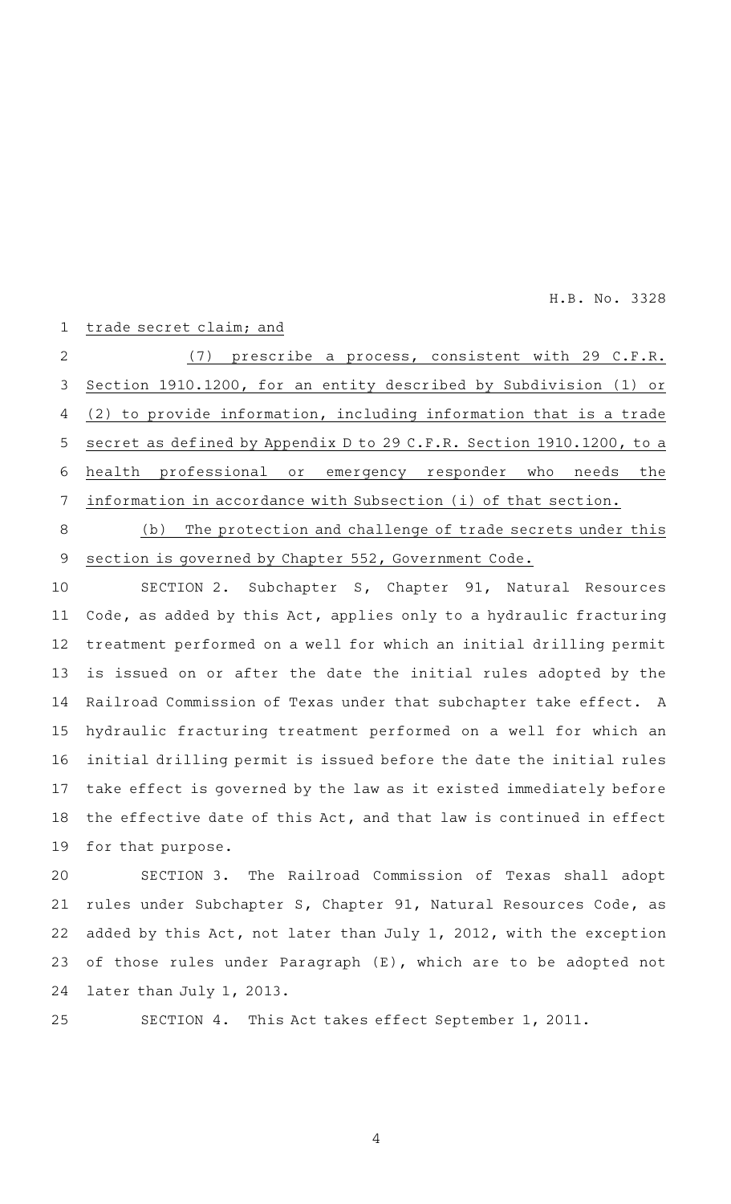trade secret claim; and

(7) prescribe a process, consistent with 29 C.F.R. Section 1910.1200, for an entity described by Subdivision (1) or (2) to provide information, including information that is a trade secret as defined by Appendix D to 29 C.F.R. Section 1910.1200, to a health professional or emergency responder who needs the information in accordance with Subsection (i) of that section.

(b) The protection and challenge of trade secrets under this section is governed by Chapter 552, Government Code.

SECTION 2. Subchapter S, Chapter 91, Natural Resources Code, as added by this Act, applies only to a hydraulic fracturing treatment performed on a well for which an initial drilling permit is issued on or after the date the initial rules adopted by the Railroad Commission of Texas under that subchapter take effect. A hydraulic fracturing treatment performed on a well for which an initial drilling permit is issued before the date the initial rules take effect is governed by the law as it existed immediately before the effective date of this Act, and that law is continued in effect for that purpose.

SECTION 3. The Railroad Commission of Texas shall adopt rules under Subchapter S, Chapter 91, Natural Resources Code, as added by this Act, not later than July 1, 2012, with the exception of those rules under Paragraph (E), which are to be adopted not later than July 1, 2013.

SECTION 4. This Act takes effect September 1, 2011.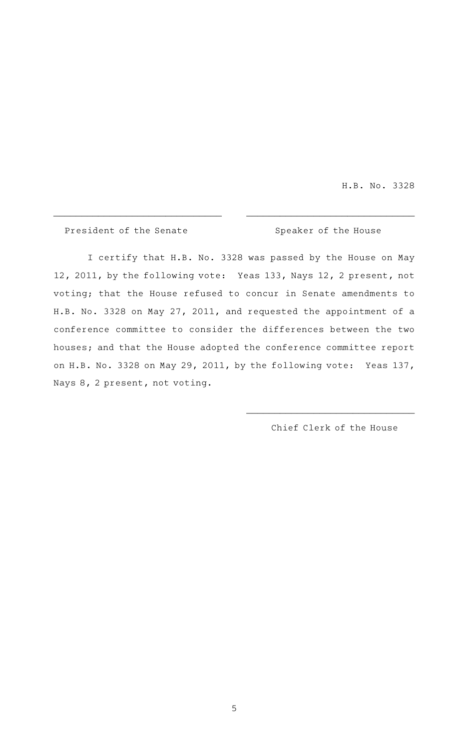H.B. No. 3328

______________________________ ______________________________

President of the Senate Speaker of the House

I certify that H.B. No. 3328 was passed by the House on May 12, 2011, by the following vote: Yeas 133, Nays 12, 2 present, not voting; that the House refused to concur in Senate amendments to H.B. No. 3328 on May 27, 2011, and requested the appointment of a conference committee to consider the differences between the two houses; and that the House adopted the conference committee report on H.B. No. 3328 on May 29, 2011, by the following vote: Yeas 137, Nays 8, 2 present, not voting.

______________________________

Chief Clerk of the House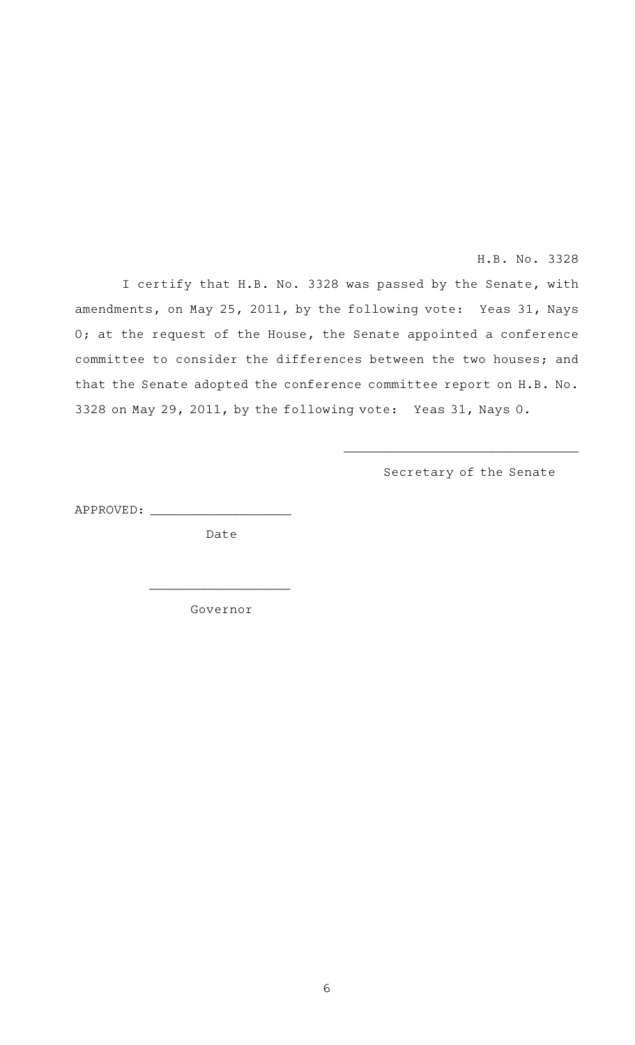H.B. No. 3328

I certify that H.B. No. 3328 was passed by the Senate, with amendments, on May 25, 2011, by the following vote: Yeas 31, Nays 0; at the request of the House, the Senate appointed a conference committee to consider the differences between the two houses; and that the Senate adopted the conference committee report on H.B. No. 3328 on May 29, 2011, by the following vote: Yeas 31, Nays 0.

______________________________
Secretary of the Senate

APPROVED: __________________
Date

__________________
Governor